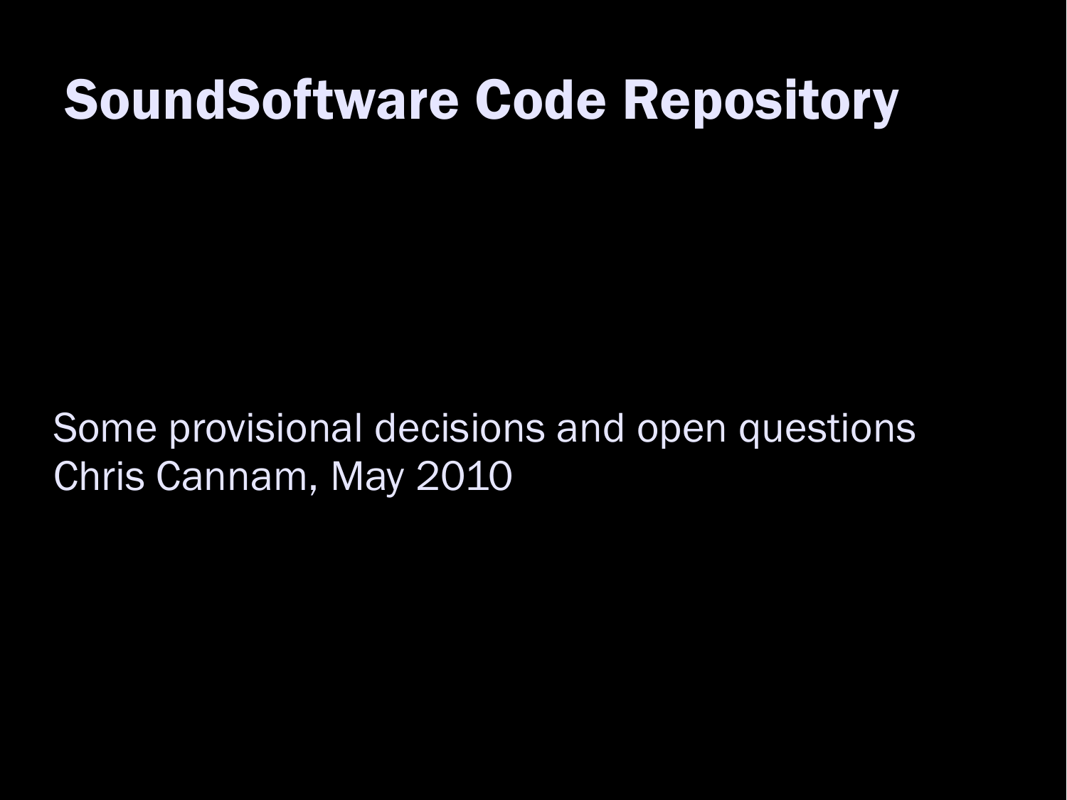# SoundSoftware Code Repository

Some provisional decisions and open questions
Chris Cannam, May 2010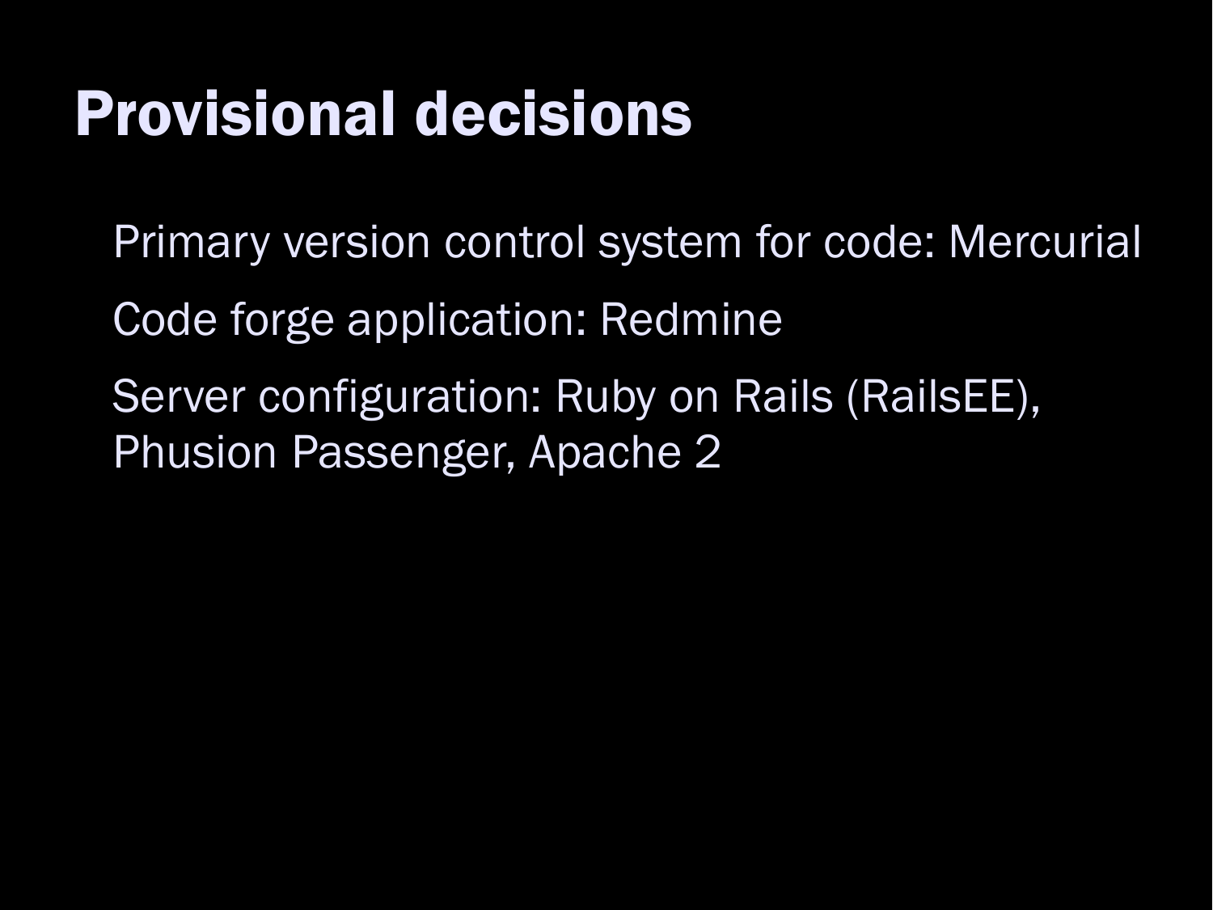# Provisional decisions

Primary version control system for code: Mercurial

Code forge application: Redmine

Server configuration: Ruby on Rails (RailsEE), Phusion Passenger, Apache 2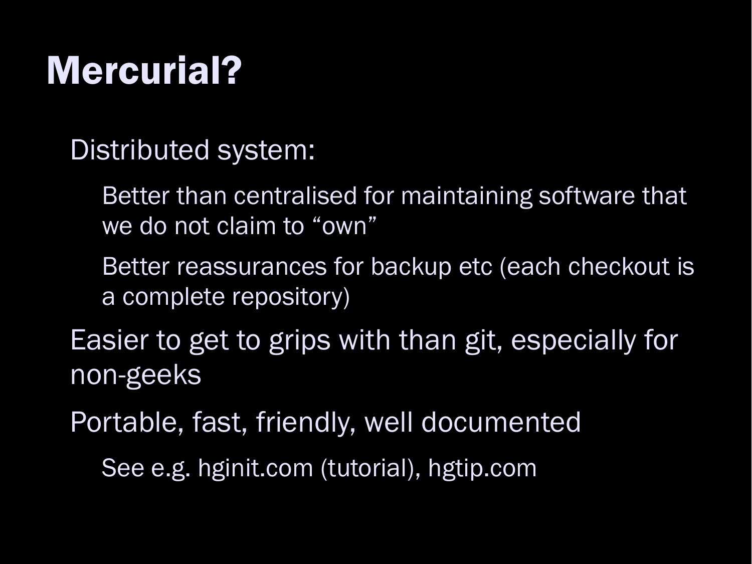# Mercurial?

- Distributed system:
  - Better than centralised for maintaining software that we do not claim to “own”
  - Better reassurances for backup etc (each checkout is a complete repository)
- Easier to get to grips with than git, especially for non-geeks
- Portable, fast, friendly, well documented
  - See e.g. hginit.com (tutorial), hgtip.com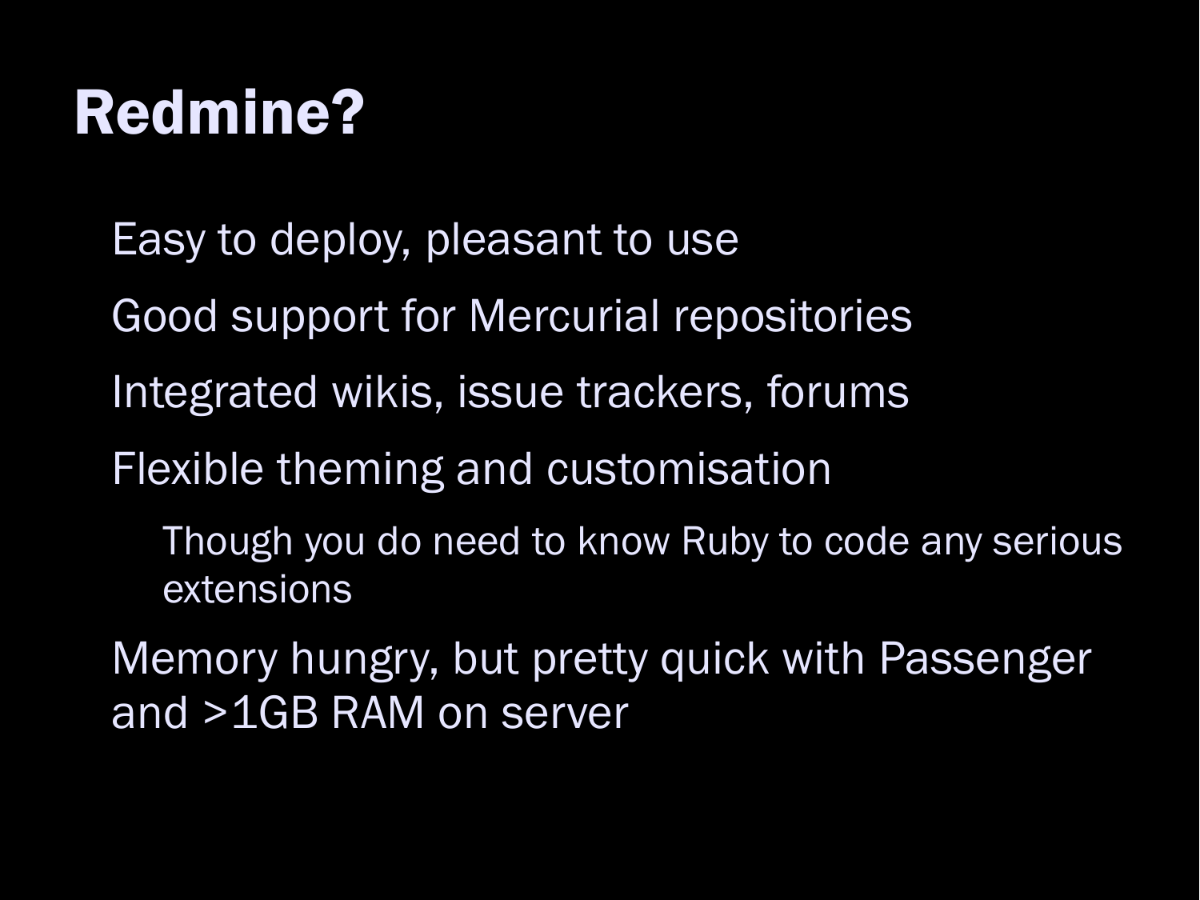# Redmine?

- Easy to deploy, pleasant to use
- Good support for Mercurial repositories
- Integrated wikis, issue trackers, forums
- Flexible theming and customisation
  - Though you do need to know Ruby to code any serious extensions
- Memory hungry, but pretty quick with Passenger and >1GB RAM on server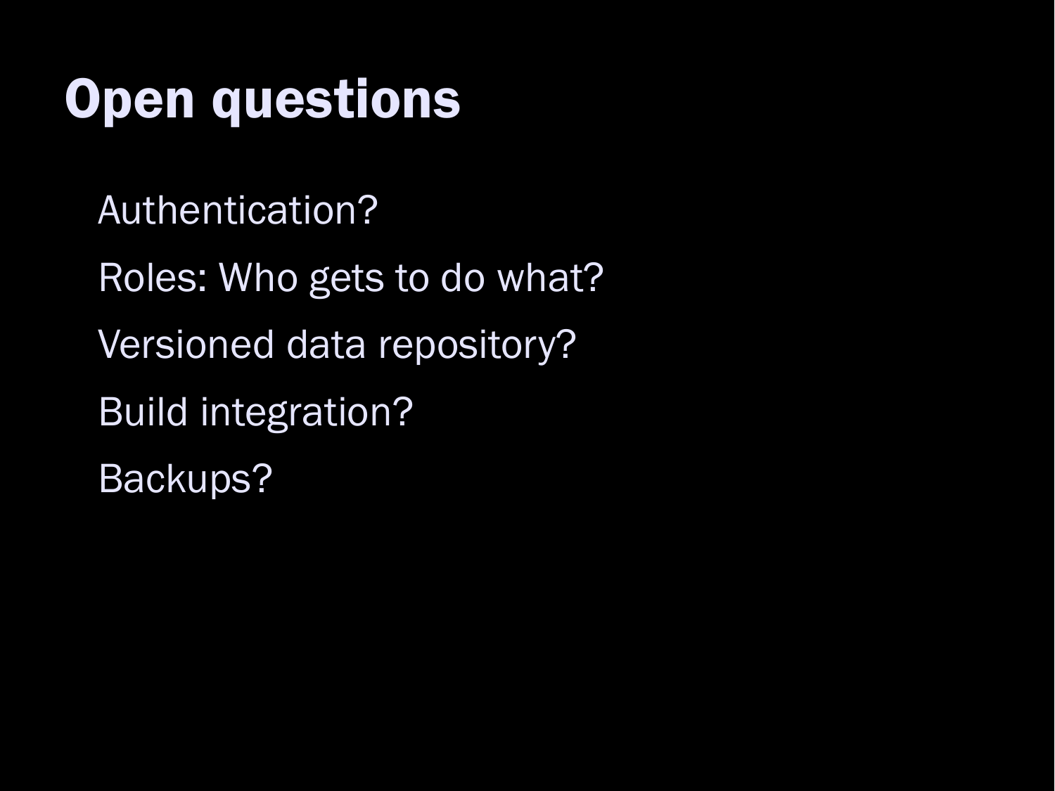# Open questions

Authentication?

Roles: Who gets to do what?

Versioned data repository?

Build integration?

Backups?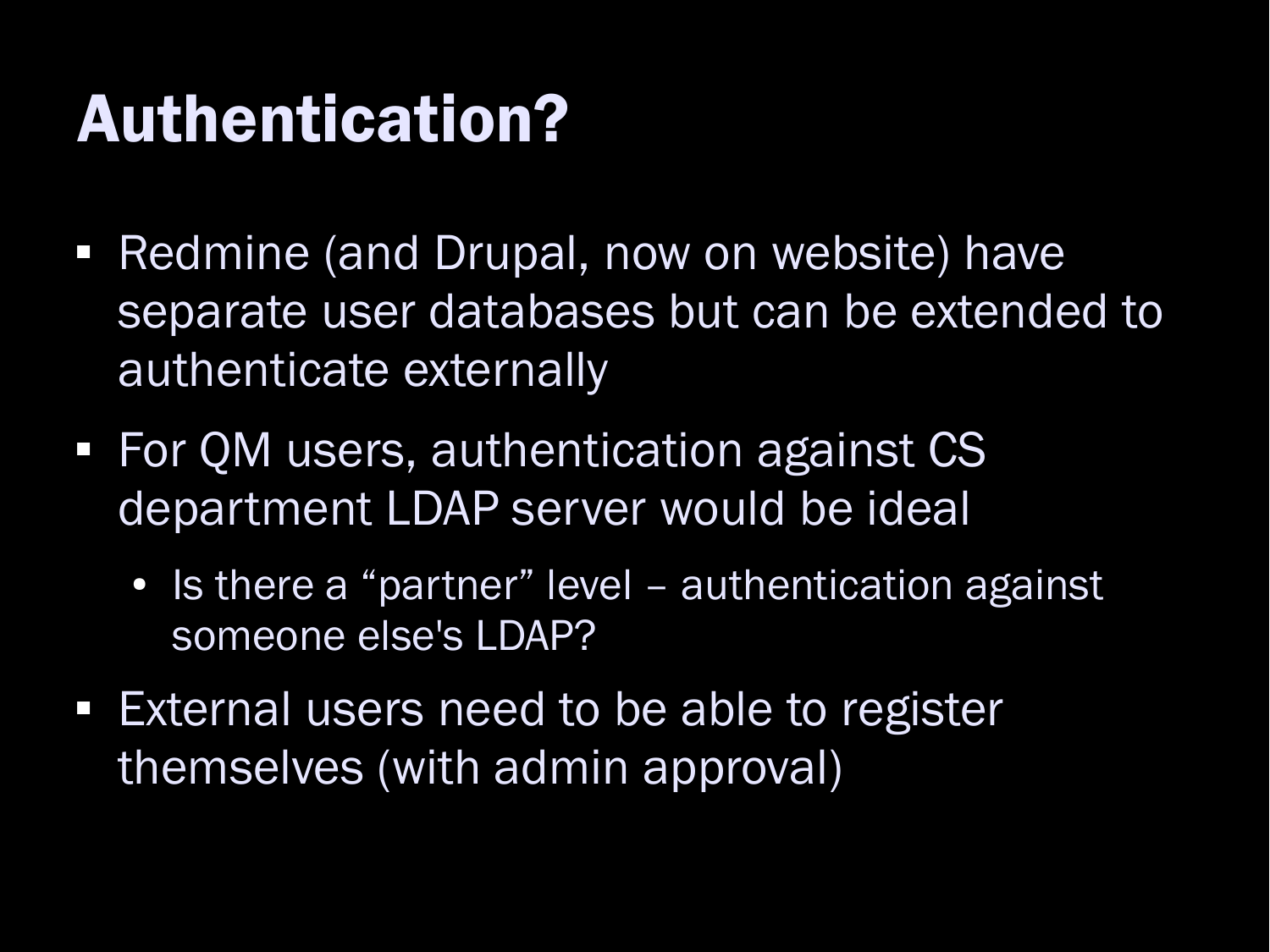# Authentication?

- Redmine (and Drupal, now on website) have separate user databases but can be extended to authenticate externally
- For QM users, authentication against CS department LDAP server would be ideal
  - Is there a “partner” level – authentication against someone else's LDAP?
- External users need to be able to register themselves (with admin approval)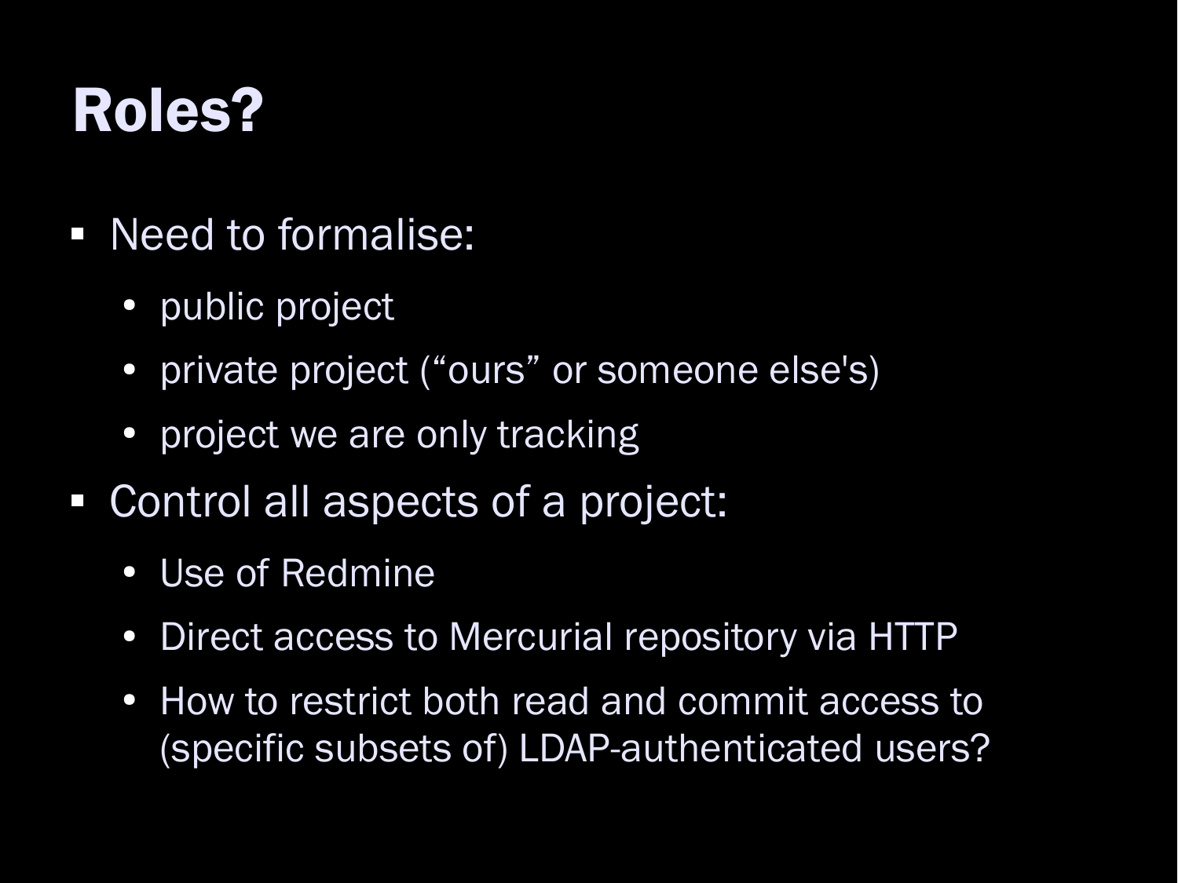# Roles?

- Need to formalise:
  - public project
  - private project (“ours” or someone else's)
  - project we are only tracking
- Control all aspects of a project:
  - Use of Redmine
  - Direct access to Mercurial repository via HTTP
  - How to restrict both read and commit access to (specific subsets of) LDAP-authenticated users?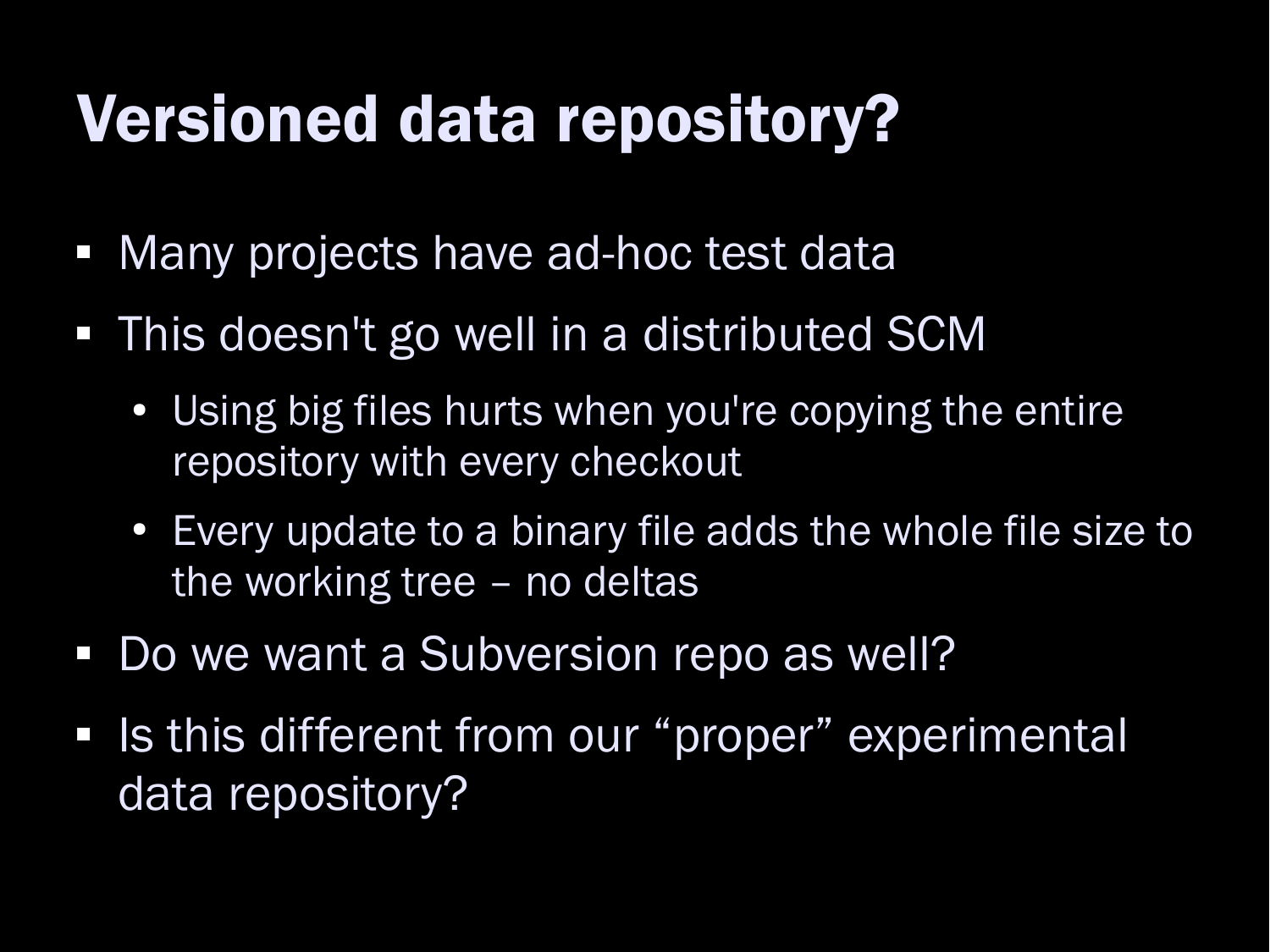# Versioned data repository?

- Many projects have ad-hoc test data
- This doesn't go well in a distributed SCM
  - Using big files hurts when you're copying the entire repository with every checkout
  - Every update to a binary file adds the whole file size to the working tree – no deltas
- Do we want a Subversion repo as well?
- Is this different from our “proper” experimental data repository?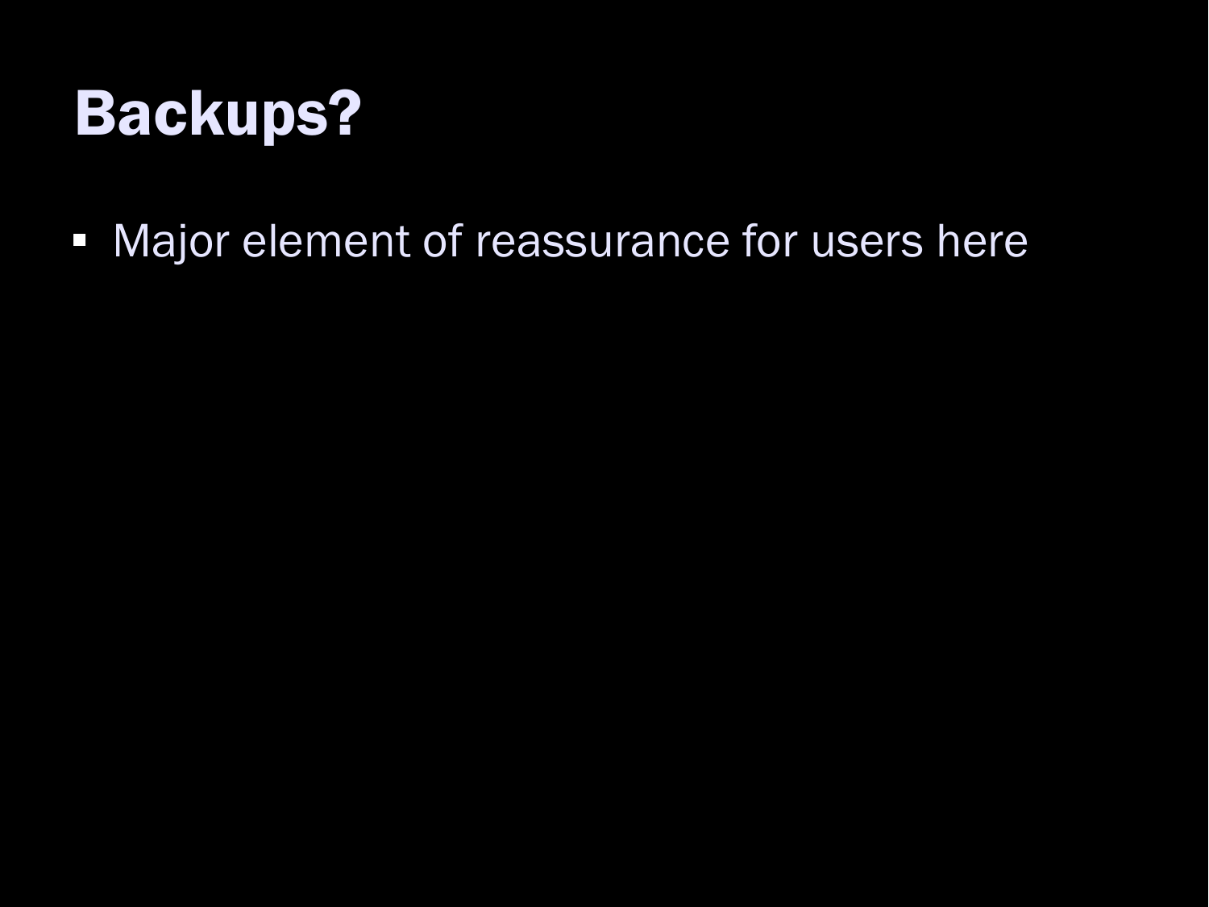# Backups?

- Major element of reassurance for users here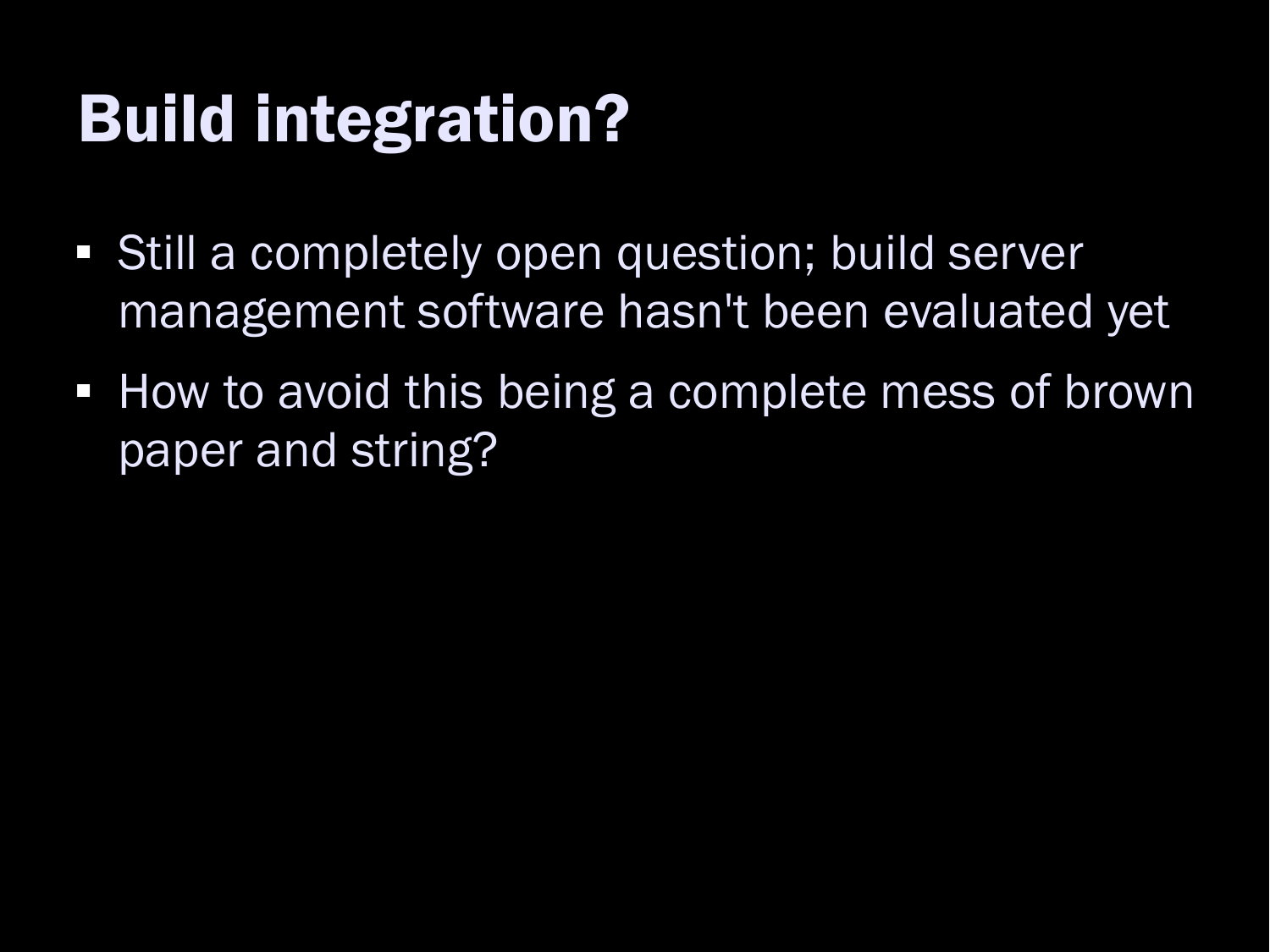# Build integration?

- Still a completely open question; build server management software hasn't been evaluated yet
- How to avoid this being a complete mess of brown paper and string?